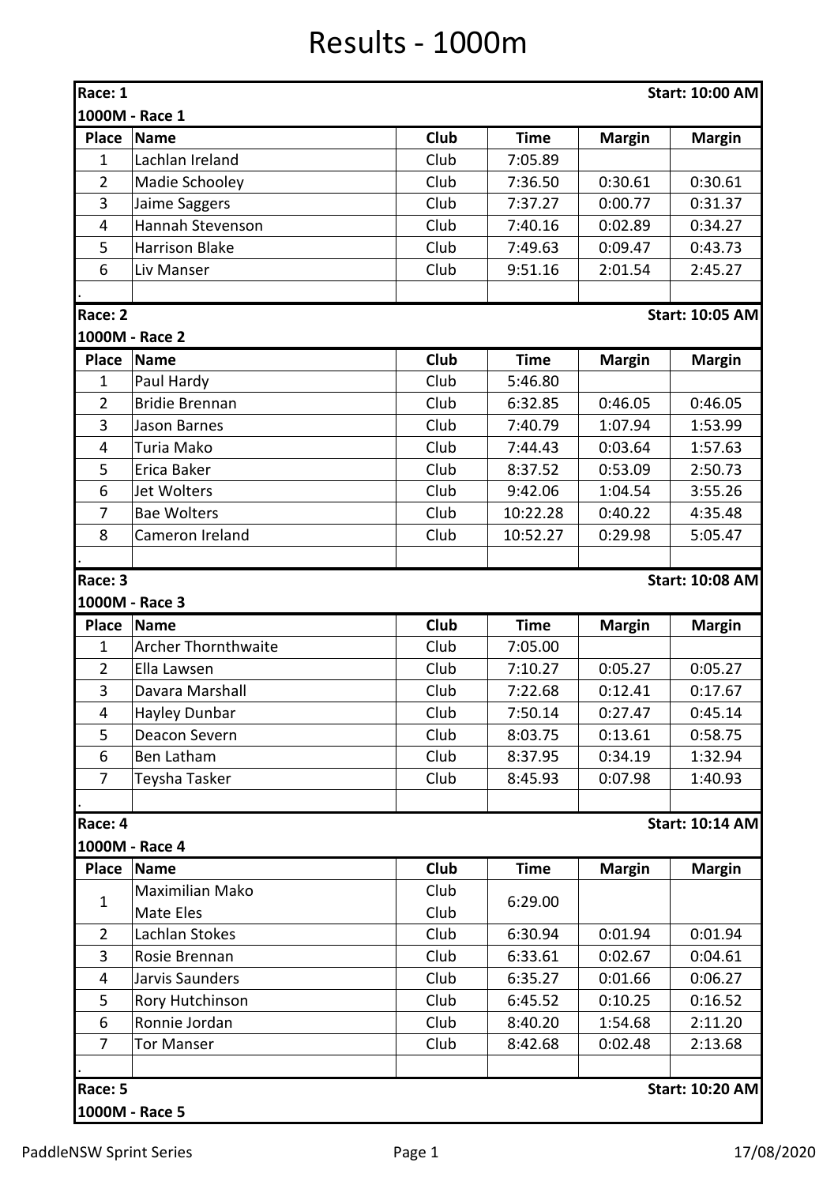# Results - 1000m

**Race: 1** — **Start: 10:00 AM**

**1000M - Race 1**

| Place | Name | Club | Time | Margin | Margin |
|---|---|---|---|---|---|
| 1 | Lachlan Ireland | Club | 7:05.89 | | |
| 2 | Madie Schooley | Club | 7:36.50 | 0:30.61 | 0:30.61 |
| 3 | Jaime Saggers | Club | 7:37.27 | 0:00.77 | 0:31.37 |
| 4 | Hannah Stevenson | Club | 7:40.16 | 0:02.89 | 0:34.27 |
| 5 | Harrison Blake | Club | 7:49.63 | 0:09.47 | 0:43.73 |
| 6 | Liv Manser | Club | 9:51.16 | 2:01.54 | 2:45.27 |

**Race: 2** — **Start: 10:05 AM**

**1000M - Race 2**

| Place | Name | Club | Time | Margin | Margin |
|---|---|---|---|---|---|
| 1 | Paul Hardy | Club | 5:46.80 | | |
| 2 | Bridie Brennan | Club | 6:32.85 | 0:46.05 | 0:46.05 |
| 3 | Jason Barnes | Club | 7:40.79 | 1:07.94 | 1:53.99 |
| 4 | Turia Mako | Club | 7:44.43 | 0:03.64 | 1:57.63 |
| 5 | Erica Baker | Club | 8:37.52 | 0:53.09 | 2:50.73 |
| 6 | Jet Wolters | Club | 9:42.06 | 1:04.54 | 3:55.26 |
| 7 | Bae Wolters | Club | 10:22.28 | 0:40.22 | 4:35.48 |
| 8 | Cameron Ireland | Club | 10:52.27 | 0:29.98 | 5:05.47 |

**Race: 3** — **Start: 10:08 AM**

**1000M - Race 3**

| Place | Name | Club | Time | Margin | Margin |
|---|---|---|---|---|---|
| 1 | Archer Thornthwaite | Club | 7:05.00 | | |
| 2 | Ella Lawsen | Club | 7:10.27 | 0:05.27 | 0:05.27 |
| 3 | Davara Marshall | Club | 7:22.68 | 0:12.41 | 0:17.67 |
| 4 | Hayley Dunbar | Club | 7:50.14 | 0:27.47 | 0:45.14 |
| 5 | Deacon Severn | Club | 8:03.75 | 0:13.61 | 0:58.75 |
| 6 | Ben Latham | Club | 8:37.95 | 0:34.19 | 1:32.94 |
| 7 | Teysha Tasker | Club | 8:45.93 | 0:07.98 | 1:40.93 |

**Race: 4** — **Start: 10:14 AM**

**1000M - Race 4**

| Place | Name | Club | Time | Margin | Margin |
|---|---|---|---|---|---|
| 1 | Maximilian Mako<br>Mate Eles | Club<br>Club | 6:29.00 | | |
| 2 | Lachlan Stokes | Club | 6:30.94 | 0:01.94 | 0:01.94 |
| 3 | Rosie Brennan | Club | 6:33.61 | 0:02.67 | 0:04.61 |
| 4 | Jarvis Saunders | Club | 6:35.27 | 0:01.66 | 0:06.27 |
| 5 | Rory Hutchinson | Club | 6:45.52 | 0:10.25 | 0:16.52 |
| 6 | Ronnie Jordan | Club | 8:40.20 | 1:54.68 | 2:11.20 |
| 7 | Tor Manser | Club | 8:42.68 | 0:02.48 | 2:13.68 |

**Race: 5** — **Start: 10:20 AM**

**1000M - Race 5**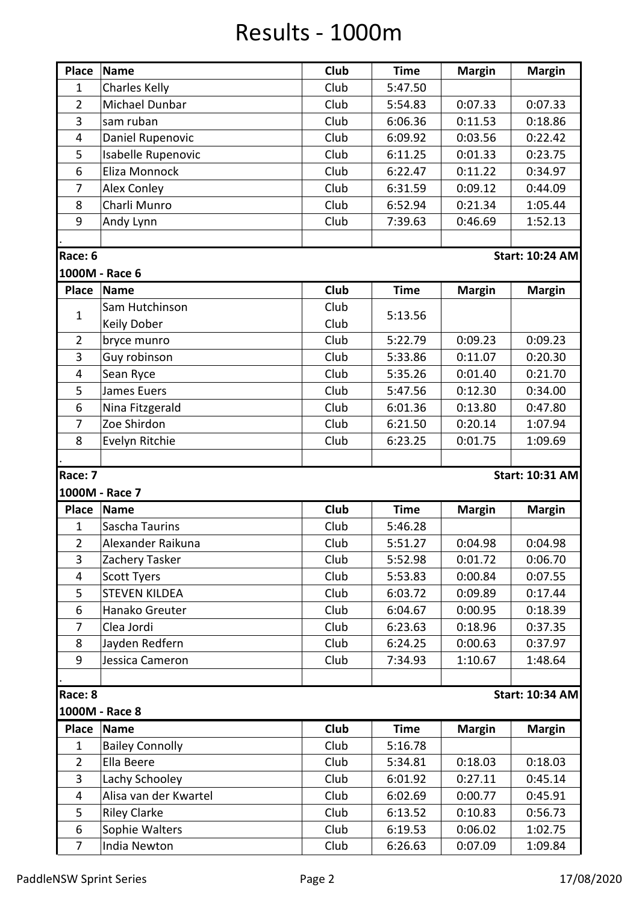# Results - 1000m

| Place | Name | Club | Time | Margin | Margin |
|---|---|---|---|---|---|
| 1 | Charles Kelly | Club | 5:47.50 | | |
| 2 | Michael Dunbar | Club | 5:54.83 | 0:07.33 | 0:07.33 |
| 3 | sam ruban | Club | 6:06.36 | 0:11.53 | 0:18.86 |
| 4 | Daniel Rupenovic | Club | 6:09.92 | 0:03.56 | 0:22.42 |
| 5 | Isabelle Rupenovic | Club | 6:11.25 | 0:01.33 | 0:23.75 |
| 6 | Eliza Monnock | Club | 6:22.47 | 0:11.22 | 0:34.97 |
| 7 | Alex Conley | Club | 6:31.59 | 0:09.12 | 0:44.09 |
| 8 | Charli Munro | Club | 6:52.94 | 0:21.34 | 1:05.44 |
| 9 | Andy Lynn | Club | 7:39.63 | 0:46.69 | 1:52.13 |
| . | | | | | |

**Race: 6** — **Start: 10:24 AM**

**1000M - Race 6**

| Place | Name | Club | Time | Margin | Margin |
|---|---|---|---|---|---|
| 1 | Sam Hutchinson<br>Keily Dober | Club<br>Club | 5:13.56 | | |
| 2 | bryce munro | Club | 5:22.79 | 0:09.23 | 0:09.23 |
| 3 | Guy robinson | Club | 5:33.86 | 0:11.07 | 0:20.30 |
| 4 | Sean Ryce | Club | 5:35.26 | 0:01.40 | 0:21.70 |
| 5 | James Euers | Club | 5:47.56 | 0:12.30 | 0:34.00 |
| 6 | Nina Fitzgerald | Club | 6:01.36 | 0:13.80 | 0:47.80 |
| 7 | Zoe Shirdon | Club | 6:21.50 | 0:20.14 | 1:07.94 |
| 8 | Evelyn Ritchie | Club | 6:23.25 | 0:01.75 | 1:09.69 |
| . | | | | | |

**Race: 7** — **Start: 10:31 AM**

**1000M - Race 7**

| Place | Name | Club | Time | Margin | Margin |
|---|---|---|---|---|---|
| 1 | Sascha Taurins | Club | 5:46.28 | | |
| 2 | Alexander Raikuna | Club | 5:51.27 | 0:04.98 | 0:04.98 |
| 3 | Zachery Tasker | Club | 5:52.98 | 0:01.72 | 0:06.70 |
| 4 | Scott Tyers | Club | 5:53.83 | 0:00.84 | 0:07.55 |
| 5 | STEVEN KILDEA | Club | 6:03.72 | 0:09.89 | 0:17.44 |
| 6 | Hanako Greuter | Club | 6:04.67 | 0:00.95 | 0:18.39 |
| 7 | Clea Jordi | Club | 6:23.63 | 0:18.96 | 0:37.35 |
| 8 | Jayden Redfern | Club | 6:24.25 | 0:00.63 | 0:37.97 |
| 9 | Jessica Cameron | Club | 7:34.93 | 1:10.67 | 1:48.64 |
| . | | | | | |

**Race: 8** — **Start: 10:34 AM**

**1000M - Race 8**

| Place | Name | Club | Time | Margin | Margin |
|---|---|---|---|---|---|
| 1 | Bailey Connolly | Club | 5:16.78 | | |
| 2 | Ella Beere | Club | 5:34.81 | 0:18.03 | 0:18.03 |
| 3 | Lachy Schooley | Club | 6:01.92 | 0:27.11 | 0:45.14 |
| 4 | Alisa van der Kwartel | Club | 6:02.69 | 0:00.77 | 0:45.91 |
| 5 | Riley Clarke | Club | 6:13.52 | 0:10.83 | 0:56.73 |
| 6 | Sophie Walters | Club | 6:19.53 | 0:06.02 | 1:02.75 |
| 7 | India Newton | Club | 6:26.63 | 0:07.09 | 1:09.84 |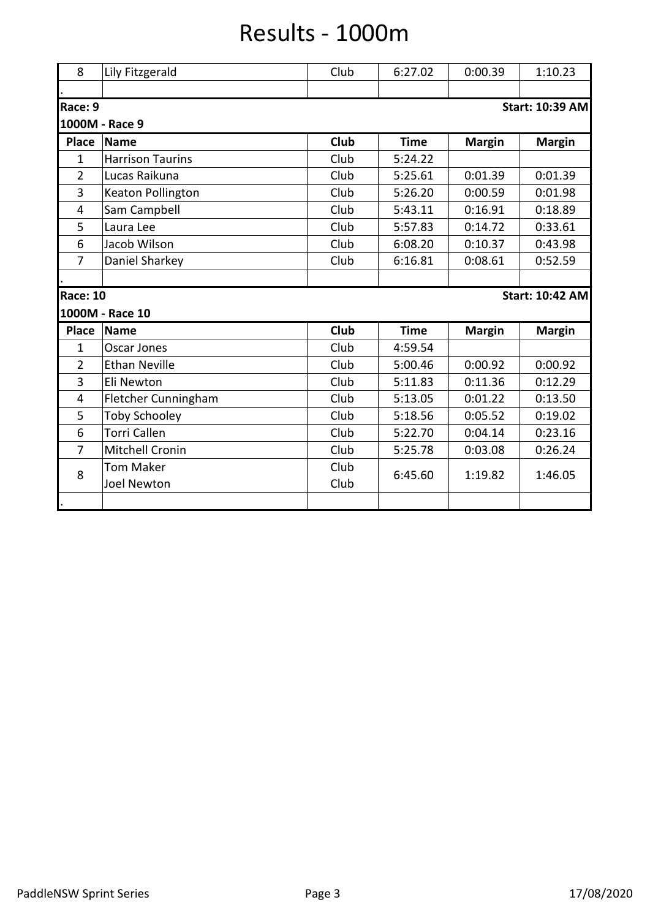# Results - 1000m

| | | | | | |
|---|---|---|---|---|---|
| 8 | Lily Fitzgerald | Club | 6:27.02 | 0:00.39 | 1:10.23 |
| . | | | | | |

**Race: 9** — **Start: 10:39 AM**

**1000M - Race 9**

| Place | Name | Club | Time | Margin | Margin |
|---|---|---|---|---|---|
| 1 | Harrison Taurins | Club | 5:24.22 | | |
| 2 | Lucas Raikuna | Club | 5:25.61 | 0:01.39 | 0:01.39 |
| 3 | Keaton Pollington | Club | 5:26.20 | 0:00.59 | 0:01.98 |
| 4 | Sam Campbell | Club | 5:43.11 | 0:16.91 | 0:18.89 |
| 5 | Laura Lee | Club | 5:57.83 | 0:14.72 | 0:33.61 |
| 6 | Jacob Wilson | Club | 6:08.20 | 0:10.37 | 0:43.98 |
| 7 | Daniel Sharkey | Club | 6:16.81 | 0:08.61 | 0:52.59 |
| . | | | | | |

**Race: 10** — **Start: 10:42 AM**

**1000M - Race 10**

| Place | Name | Club | Time | Margin | Margin |
|---|---|---|---|---|---|
| 1 | Oscar Jones | Club | 4:59.54 | | |
| 2 | Ethan Neville | Club | 5:00.46 | 0:00.92 | 0:00.92 |
| 3 | Eli Newton | Club | 5:11.83 | 0:11.36 | 0:12.29 |
| 4 | Fletcher Cunningham | Club | 5:13.05 | 0:01.22 | 0:13.50 |
| 5 | Toby Schooley | Club | 5:18.56 | 0:05.52 | 0:19.02 |
| 6 | Torri Callen | Club | 5:22.70 | 0:04.14 | 0:23.16 |
| 7 | Mitchell Cronin | Club | 5:25.78 | 0:03.08 | 0:26.24 |
| 8 | Tom Maker<br>Joel Newton | Club<br>Club | 6:45.60 | 1:19.82 | 1:46.05 |
| . | | | | | |